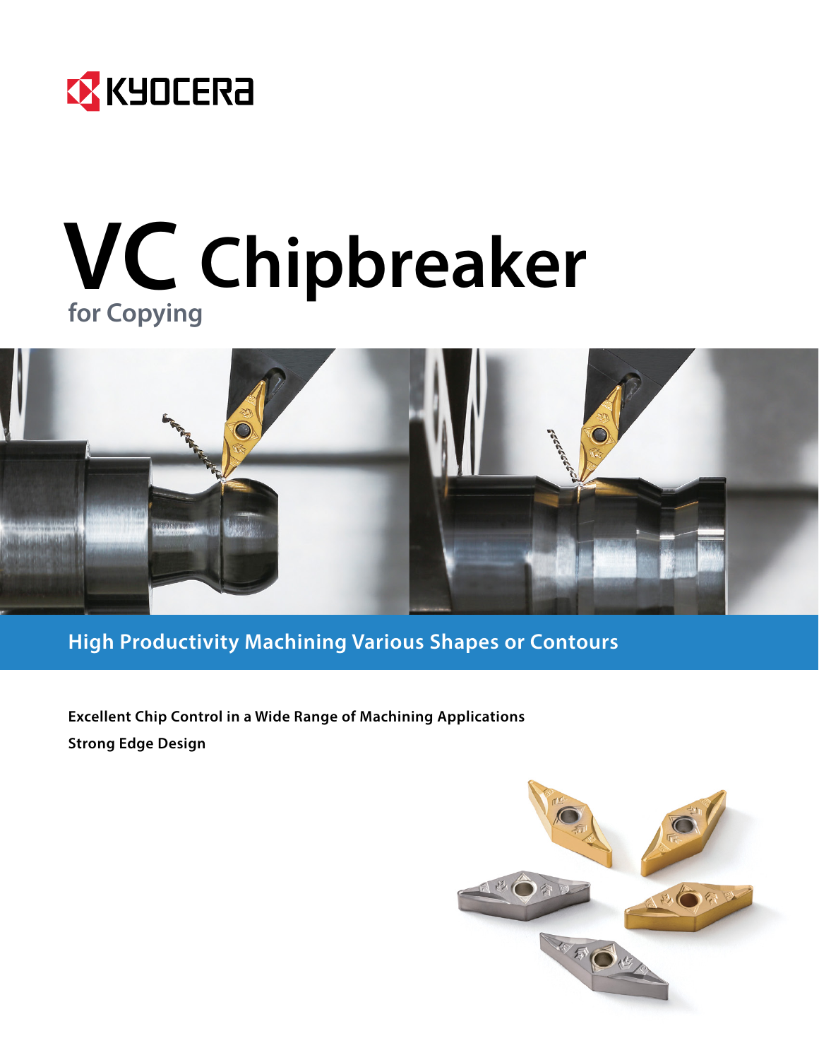KYOCERA

# VC Chipbreaker

## for Copying

**High Productivity Machining Various Shapes or Contours**

**Excellent Chip Control in a Wide Range of Machining Applications**

**Strong Edge Design**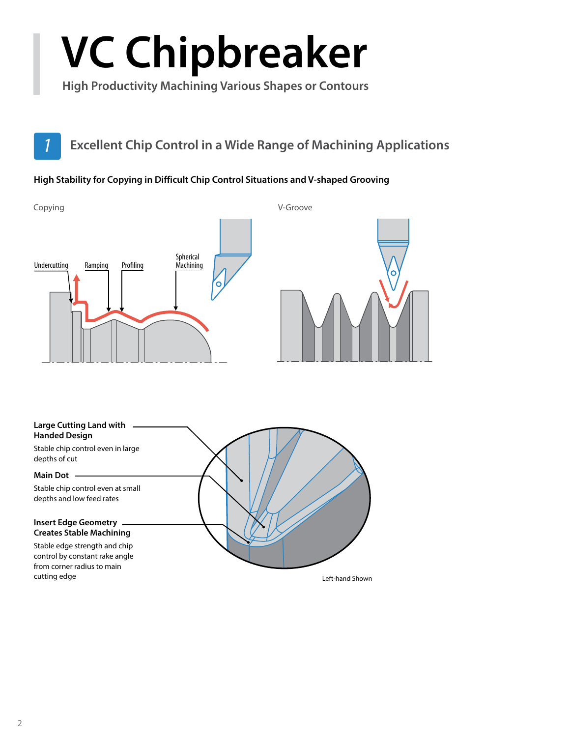# VC Chipbreaker

High Productivity Machining Various Shapes or Contours

## 1 Excellent Chip Control in a Wide Range of Machining Applications

**High Stability for Copying in Difficult Chip Control Situations and V-shaped Grooving**

Copying

Undercutting

Ramping

Profiling

Spherical Machining

V-Groove

**Large Cutting Land with Handed Design**

Stable chip control even in large depths of cut

**Main Dot**

Stable chip control even at small depths and low feed rates

**Insert Edge Geometry Creates Stable Machining**

Stable edge strength and chip control by constant rake angle from corner radius to main cutting edge

Left-hand Shown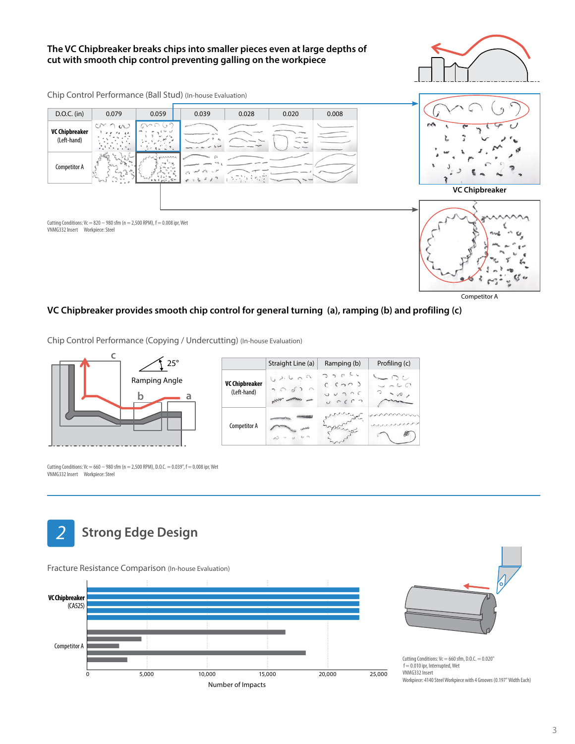**The VC Chipbreaker breaks chips into smaller pieces even at large depths of cut with smooth chip control preventing galling on the workpiece**

Chip Control Performance (Ball Stud) (In-house Evaluation)

| D.O.C. (in) | 0.079 | 0.059 | 0.039 | 0.028 | 0.020 | 0.008 |
|---|---|---|---|---|---|---|
| **VC Chipbreaker** (Left-hand) | | | | | | |
| Competitor A | | | | | | |

VC Chipbreaker

Competitor A

Cutting Conditions: Vc = 820 ~ 980 sfm (n = 2,500 RPM), f = 0.008 ipr, Wet
VNMG332 Insert    Workpiece: Steel

**VC Chipbreaker provides smooth chip control for general turning (a), ramping (b) and profiling (c)**

Chip Control Performance (Copying / Undercutting) (In-house Evaluation)

c
25°
Ramping Angle
b
a

| | Straight Line (a) | Ramping (b) | Profiling (c) |
|---|---|---|---|
| **VC Chipbreaker** (Left-hand) | | | |
| Competitor A | | | |

Cutting Conditions: Vc = 660 ~ 980 sfm (n = 2,500 RPM), D.O.C. = 0.039", f = 0.008 ipr, Wet
VNMG332 Insert    Workpiece: Steel

## 2 Strong Edge Design

Fracture Resistance Comparison (In-house Evaluation)

**VC Chipbreaker** (CA525)

Competitor A

0 | 5,000 | 10,000 | 15,000 | 20,000 | 25,000

Number of Impacts

Cutting Conditions: Vc = 660 sfm, D.O.C. = 0.020"
f = 0.010 ipr, Interrupted, Wet
VNMG332 Insert
Workpiece: 4140 Steel Workpiece with 4 Grooves (0.197" Width Each)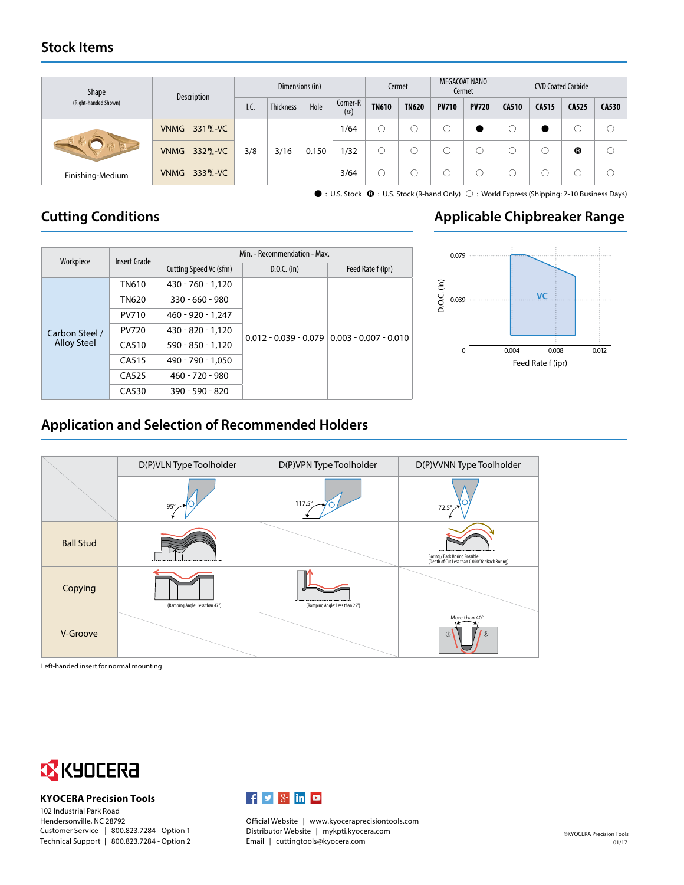## Stock Items

| Shape (Right-handed Shown) | Description | Dimensions (in) | | | | Cermet | | MEGACOAT NANO Cermet | | CVD Coated Carbide | | | |
|---|---|---|---|---|---|---|---|---|---|---|---|---|---|
| | | I.C. | Thickness | Hole | Corner-R (rε) | TN610 | TN620 | PV710 | PV720 | CA510 | CA515 | CA525 | CA530 |
| Finishing-Medium | VNMG 331R/L-VC | 3/8 | 3/16 | 0.150 | 1/64 | ○ | ○ | ○ | ● | ○ | ● | ○ | ○ |
| | VNMG 332R/L-VC | | | | 1/32 | ○ | ○ | ○ | ○ | ○ | ○ | Ⓡ | ○ |
| | VNMG 333R/L-VC | | | | 3/64 | ○ | ○ | ○ | ○ | ○ | ○ | ○ | ○ |

● : U.S. Stock Ⓡ : U.S. Stock (R-hand Only) ○ : World Express (Shipping: 7-10 Business Days)

## Cutting Conditions

| Workpiece | Insert Grade | Min. - Recommendation - Max. | | |
|---|---|---|---|---|
| | | Cutting Speed Vc (sfm) | D.O.C. (in) | Feed Rate f (ipr) |
| Carbon Steel / Alloy Steel | TN610 | 430 - 760 - 1,120 | 0.012 - 0.039 - 0.079 | 0.003 - 0.007 - 0.010 |
| | TN620 | 330 - 660 - 980 | | |
| | PV710 | 460 - 920 - 1,247 | | |
| | PV720 | 430 - 820 - 1,120 | | |
| | CA510 | 590 - 850 - 1,120 | | |
| | CA515 | 490 - 790 - 1,050 | | |
| | CA525 | 460 - 720 - 980 | | |
| | CA530 | 390 - 590 - 820 | | |

## Applicable Chipbreaker Range

D.O.C. (in)
0.079
0.039
0
VC
0.004
0.008
0.012
Feed Rate f (ipr)

## Application and Selection of Recommended Holders

| | D(P)VLN Type Toolholder | D(P)VPN Type Toolholder | D(P)VVNN Type Toolholder |
|---|---|---|---|
| | 95° | 117.5° | 72.5° |
| Ball Stud | | | Boring / Back Boring Possible (Depth of Cut Less than 0.020" for Back Boring) |
| Copying | (Ramping Angle: Less than 47°) | (Ramping Angle: Less than 25°) | |
| V-Groove | | | More than 40° ① ② |

Left-handed insert for normal mounting

**KYOCERA Precision Tools**
102 Industrial Park Road
Hendersonville, NC 28792
Customer Service | 800.823.7284 - Option 1
Technical Support | 800.823.7284 - Option 2

Official Website | www.kyoceraprecisiontools.com
Distributor Website | mykpti.kyocera.com
Email | cuttingtools@kyocera.com

©KYOCERA Precision Tools
01/17